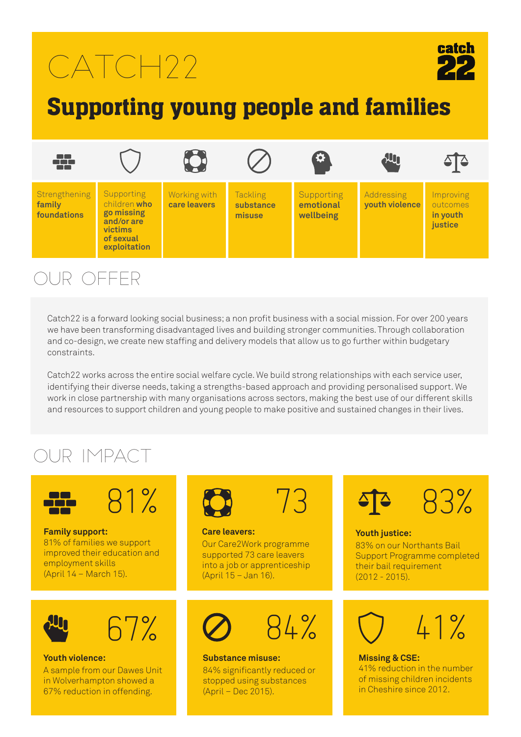# CATCH22

## Supporting young people and families

- Strengthening **family foundations**
- Supporting children **who go missing and/or are victims of sexual exploitation**
- Working with **care leavers**
- Tackling **substance misuse**
- Supporting **emotional wellbeing**
- Addressing **youth violence**
- Improving outcomes **in youth justice**

## OUR OFFER

Catch22 is a forward looking social business; a non profit business with a social mission. For over 200 years we have been transforming disadvantaged lives and building stronger communities. Through collaboration and co-design, we create new staffing and delivery models that allow us to go further within budgetary constraints.

Catch22 works across the entire social welfare cycle. We build strong relationships with each service user, identifying their diverse needs, taking a strengths-based approach and providing personalised support. We work in close partnership with many organisations across sectors, making the best use of our different skills and resources to support children and young people to make positive and sustained changes in their lives.

## OUR IMPACT

**81%**

**Family support:**
81% of families we support improved their education and employment skills (April 14 – March 15).

**73**

**Care leavers:**
Our Care2Work programme supported 73 care leavers into a job or apprenticeship (April 15 – Jan 16).

**83%**

**Youth justice:**
83% on our Northants Bail Support Programme completed their bail requirement (2012 - 2015).

**67%**

**Youth violence:**
A sample from our Dawes Unit in Wolverhampton showed a 67% reduction in offending.

**84%**

**Substance misuse:**
84% significantly reduced or stopped using substances (April – Dec 2015).

**41%**

**Missing & CSE:**
41% reduction in the number of missing children incidents in Cheshire since 2012.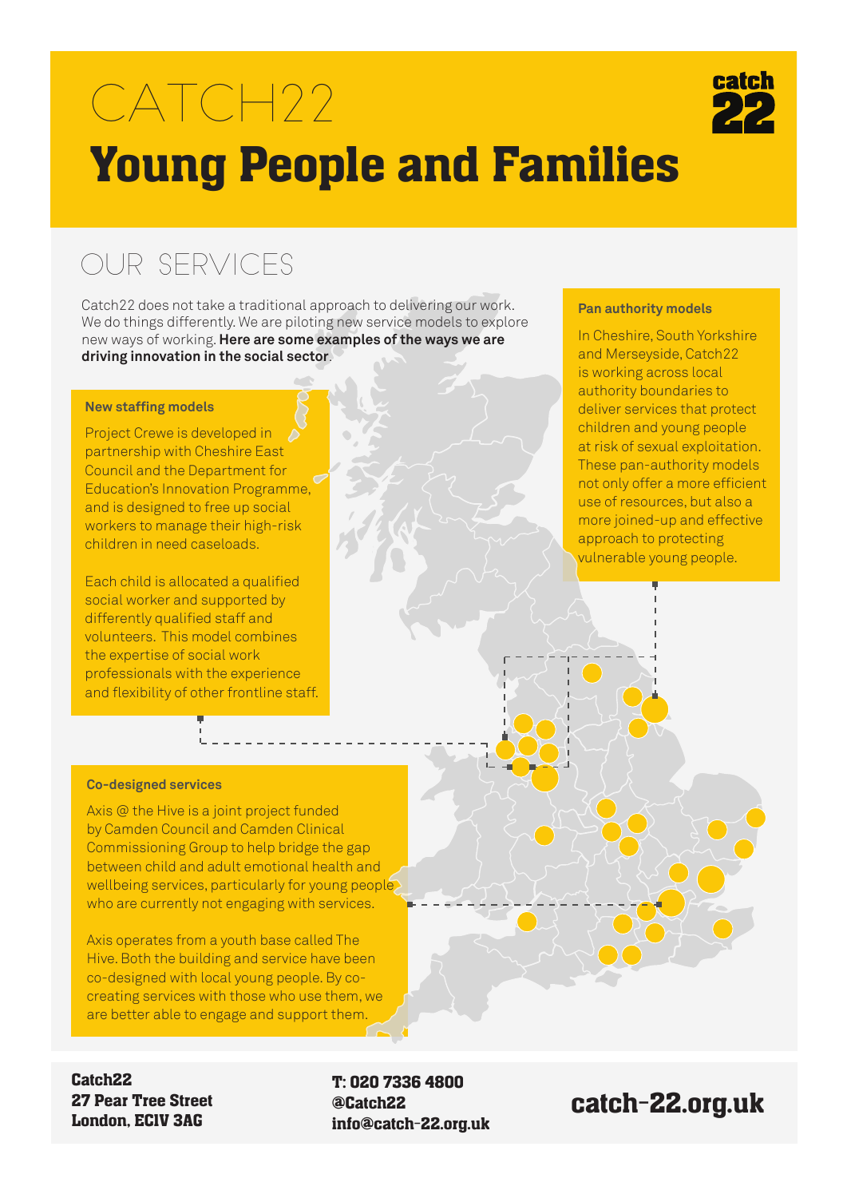# CATCH22

# Young People and Families

## OUR SERVICES

Catch22 does not take a traditional approach to delivering our work. We do things differently. We are piloting new service models to explore new ways of working. **Here are some examples of the ways we are driving innovation in the social sector**.

### New staffing models

Project Crewe is developed in partnership with Cheshire East Council and the Department for Education's Innovation Programme, and is designed to free up social workers to manage their high-risk children in need caseloads.

Each child is allocated a qualified social worker and supported by differently qualified staff and volunteers. This model combines the expertise of social work professionals with the experience and flexibility of other frontline staff.

### Pan authority models

In Cheshire, South Yorkshire and Merseyside, Catch22 is working across local authority boundaries to deliver services that protect children and young people at risk of sexual exploitation. These pan-authority models not only offer a more efficient use of resources, but also a more joined-up and effective approach to protecting vulnerable young people.

### Co-designed services

Axis @ the Hive is a joint project funded by Camden Council and Camden Clinical Commissioning Group to help bridge the gap between child and adult emotional health and wellbeing services, particularly for young people who are currently not engaging with services.

Axis operates from a youth base called The Hive. Both the building and service have been co-designed with local young people. By co-creating services with those who use them, we are better able to engage and support them.

**Catch22**
**27 Pear Tree Street**
**London, ECIV 3AG**

**T: 020 7336 4800**
**@Catch22**
**info@catch-22.org.uk**

**catch-22.org.uk**